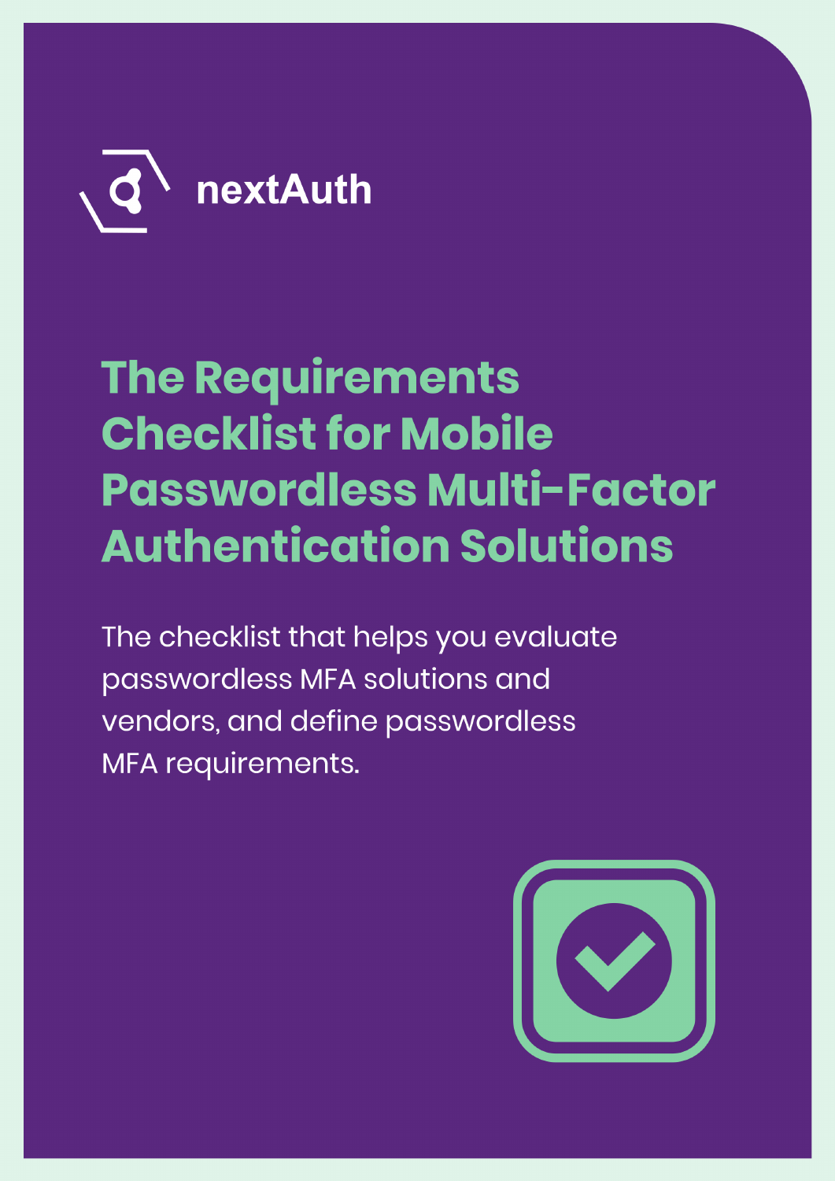nextAuth

# The Requirements Checklist for Mobile Passwordless Multi-Factor Authentication Solutions

The checklist that helps you evaluate passwordless MFA solutions and vendors, and define passwordless MFA requirements.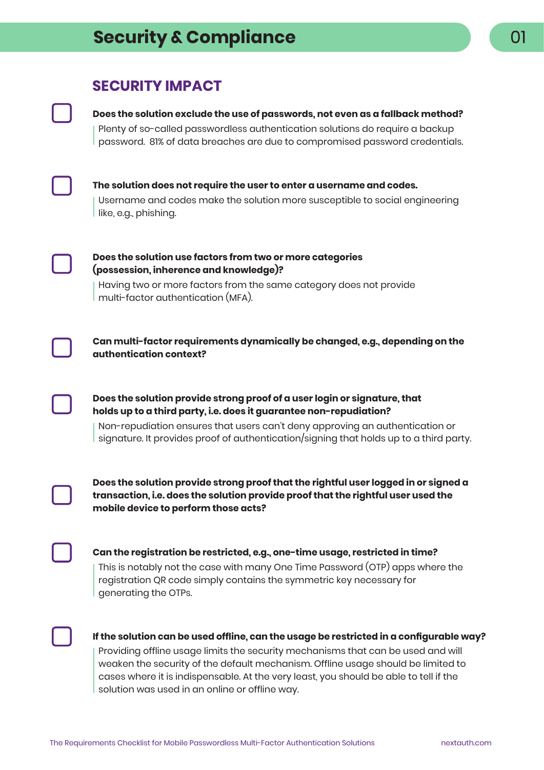# Security & Compliance

## SECURITY IMPACT

- [ ] **Does the solution exclude the use of passwords, not even as a fallback method?**

  Plenty of so-called passwordless authentication solutions do require a backup password. 81% of data breaches are due to compromised password credentials.

- [ ] **The solution does not require the user to enter a username and codes.**

  Username and codes make the solution more susceptible to social engineering like, e.g., phishing.

- [ ] **Does the solution use factors from two or more categories (possession, inherence and knowledge)?**

  Having two or more factors from the same category does not provide multi-factor authentication (MFA).

- [ ] **Can multi-factor requirements dynamically be changed, e.g., depending on the authentication context?**

- [ ] **Does the solution provide strong proof of a user login or signature, that holds up to a third party, i.e. does it guarantee non-repudiation?**

  Non-repudiation ensures that users can't deny approving an authentication or signature. It provides proof of authentication/signing that holds up to a third party.

- [ ] **Does the solution provide strong proof that the rightful user logged in or signed a transaction, i.e. does the solution provide proof that the rightful user used the mobile device to perform those acts?**

- [ ] **Can the registration be restricted, e.g., one-time usage, restricted in time?**

  This is notably not the case with many One Time Password (OTP) apps where the registration QR code simply contains the symmetric key necessary for generating the OTPs.

- [ ] **If the solution can be used offline, can the usage be restricted in a configurable way?**

  Providing offline usage limits the security mechanisms that can be used and will weaken the security of the default mechanism. Offline usage should be limited to cases where it is indispensable. At the very least, you should be able to tell if the solution was used in an online or offline way.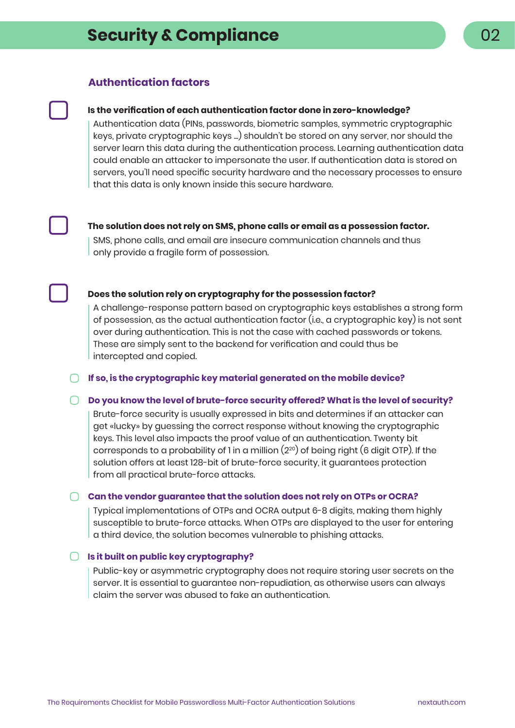# Security & Compliance

## Authentication factors

- [ ] **Is the verification of each authentication factor done in zero-knowledge?**

  Authentication data (PINs, passwords, biometric samples, symmetric cryptographic keys, private cryptographic keys ...) shouldn't be stored on any server, nor should the server learn this data during the authentication process. Learning authentication data could enable an attacker to impersonate the user. If authentication data is stored on servers, you'll need specific security hardware and the necessary processes to ensure that this data is only known inside this secure hardware.

- [ ] **The solution does not rely on SMS, phone calls or email as a possession factor.**

  SMS, phone calls, and email are insecure communication channels and thus only provide a fragile form of possession.

- [ ] **Does the solution rely on cryptography for the possession factor?**

  A challenge-response pattern based on cryptographic keys establishes a strong form of possession, as the actual authentication factor (i.e., a cryptographic key) is not sent over during authentication. This is not the case with cached passwords or tokens. These are simply sent to the backend for verification and could thus be intercepted and copied.

  - [ ] **If so, is the cryptographic key material generated on the mobile device?**

  - [ ] **Do you know the level of brute-force security offered? What is the level of security?**

    Brute-force security is usually expressed in bits and determines if an attacker can get «lucky» by guessing the correct response without knowing the cryptographic keys. This level also impacts the proof value of an authentication. Twenty bit corresponds to a probability of 1 in a million ($2^{20}$) of being right (6 digit OTP). If the solution offers at least 128-bit of brute-force security, it guarantees protection from all practical brute-force attacks.

  - [ ] **Can the vendor guarantee that the solution does not rely on OTPs or OCRA?**

    Typical implementations of OTPs and OCRA output 6-8 digits, making them highly susceptible to brute-force attacks. When OTPs are displayed to the user for entering a third device, the solution becomes vulnerable to phishing attacks.

  - [ ] **Is it built on public key cryptography?**

    Public-key or asymmetric cryptography does not require storing user secrets on the server. It is essential to guarantee non-repudiation, as otherwise users can always claim the server was abused to fake an authentication.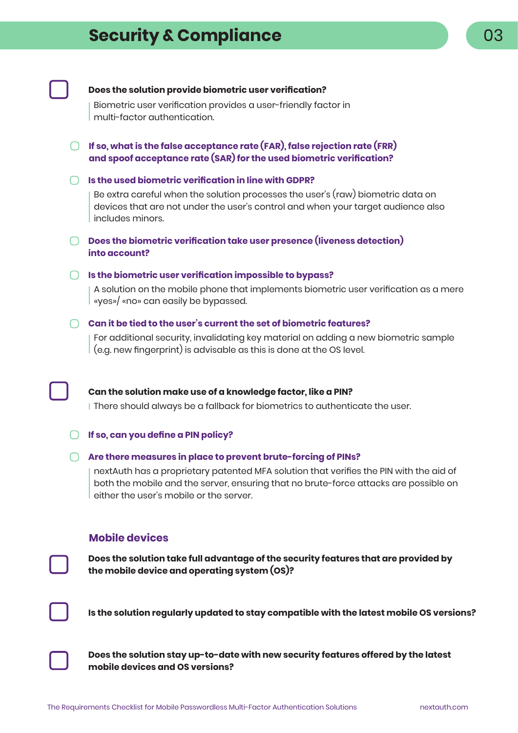## Security & Compliance

- [ ] **Does the solution provide biometric user verification?**

  Biometric user verification provides a user-friendly factor in multi-factor authentication.

  - [ ] **If so, what is the false acceptance rate (FAR), false rejection rate (FRR) and spoof acceptance rate (SAR) for the used biometric verification?**
  - [ ] **Is the used biometric verification in line with GDPR?**

    Be extra careful when the solution processes the user's (raw) biometric data on devices that are not under the user's control and when your target audience also includes minors.

  - [ ] **Does the biometric verification take user presence (liveness detection) into account?**
  - [ ] **Is the biometric user verification impossible to bypass?**

    A solution on the mobile phone that implements biometric user verification as a mere «yes»/ «no» can easily be bypassed.

  - [ ] **Can it be tied to the user's current the set of biometric features?**

    For additional security, invalidating key material on adding a new biometric sample (e.g. new fingerprint) is advisable as this is done at the OS level.

- [ ] **Can the solution make use of a knowledge factor, like a PIN?**

  There should always be a fallback for biometrics to authenticate the user.

  - [ ] **If so, can you define a PIN policy?**
  - [ ] **Are there measures in place to prevent brute-forcing of PINs?**

    nextAuth has a proprietary patented MFA solution that verifies the PIN with the aid of both the mobile and the server, ensuring that no brute-force attacks are possible on either the user's mobile or the server.

### Mobile devices

- [ ] **Does the solution take full advantage of the security features that are provided by the mobile device and operating system (OS)?**
- [ ] **Is the solution regularly updated to stay compatible with the latest mobile OS versions?**
- [ ] **Does the solution stay up-to-date with new security features offered by the latest mobile devices and OS versions?**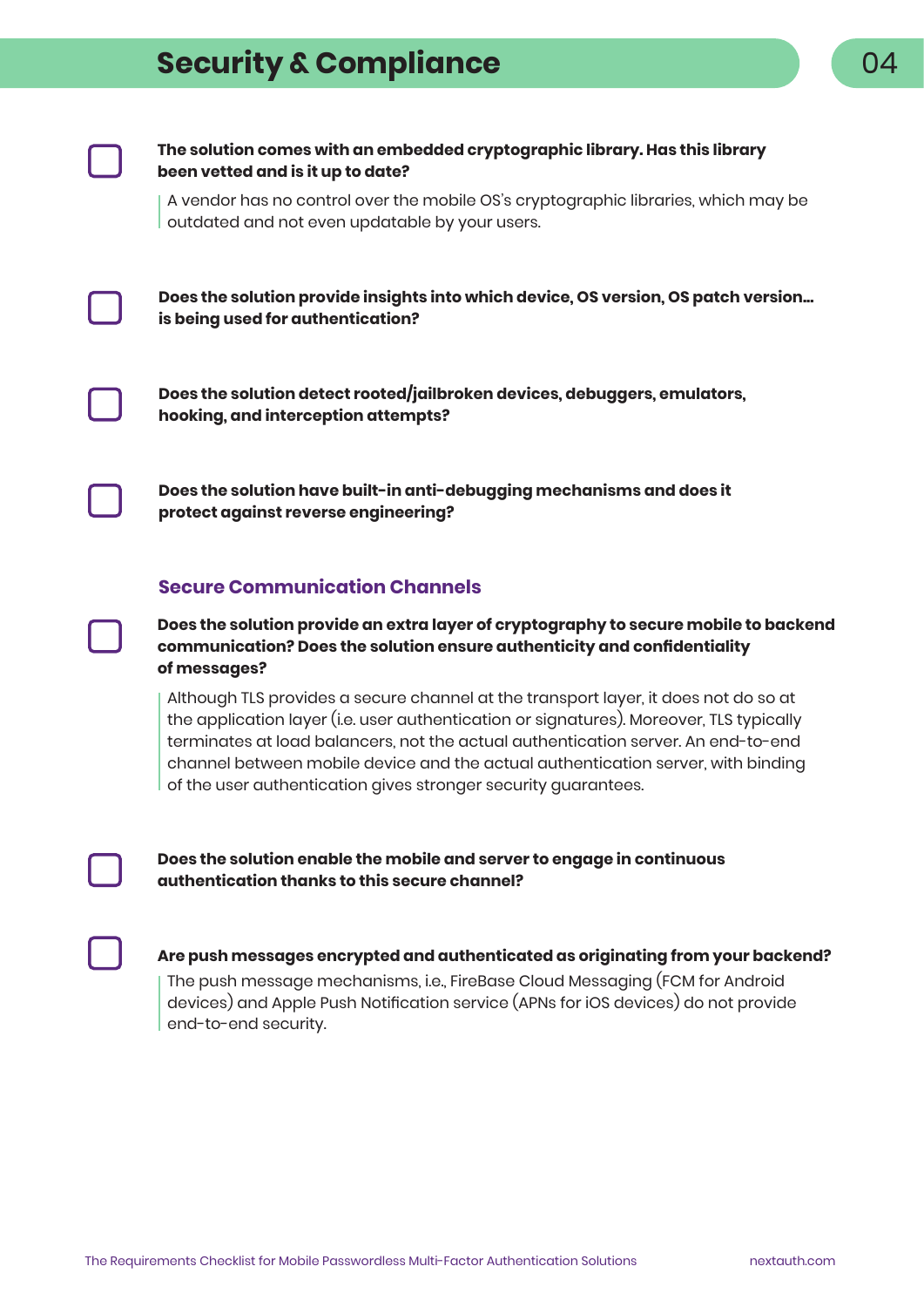## Security & Compliance

- [ ] **The solution comes with an embedded cryptographic library. Has this library been vetted and is it up to date?**

  A vendor has no control over the mobile OS's cryptographic libraries, which may be outdated and not even updatable by your users.

- [ ] **Does the solution provide insights into which device, OS version, OS patch version… is being used for authentication?**

- [ ] **Does the solution detect rooted/jailbroken devices, debuggers, emulators, hooking, and interception attempts?**

- [ ] **Does the solution have built-in anti-debugging mechanisms and does it protect against reverse engineering?**

### Secure Communication Channels

- [ ] **Does the solution provide an extra layer of cryptography to secure mobile to backend communication? Does the solution ensure authenticity and confidentiality of messages?**

  Although TLS provides a secure channel at the transport layer, it does not do so at the application layer (i.e. user authentication or signatures). Moreover, TLS typically terminates at load balancers, not the actual authentication server. An end-to-end channel between mobile device and the actual authentication server, with binding of the user authentication gives stronger security guarantees.

- [ ] **Does the solution enable the mobile and server to engage in continuous authentication thanks to this secure channel?**

- [ ] **Are push messages encrypted and authenticated as originating from your backend?**

  The push message mechanisms, i.e., FireBase Cloud Messaging (FCM for Android devices) and Apple Push Notification service (APNs for iOS devices) do not provide end-to-end security.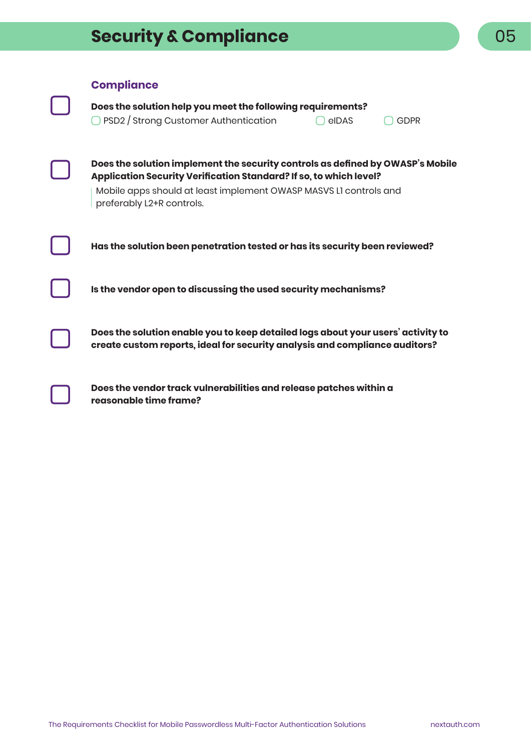# Security & Compliance

## Compliance

- [ ] **Does the solution help you meet the following requirements?**
  - [ ] PSD2 / Strong Customer Authentication
  - [ ] eIDAS
  - [ ] GDPR

- [ ] **Does the solution implement the security controls as defined by OWASP's Mobile Application Security Verification Standard? If so, to which level?**

  > Mobile apps should at least implement OWASP MASVS L1 controls and preferably L2+R controls.

- [ ] **Has the solution been penetration tested or has its security been reviewed?**

- [ ] **Is the vendor open to discussing the used security mechanisms?**

- [ ] **Does the solution enable you to keep detailed logs about your users' activity to create custom reports, ideal for security analysis and compliance auditors?**

- [ ] **Does the vendor track vulnerabilities and release patches within a reasonable time frame?**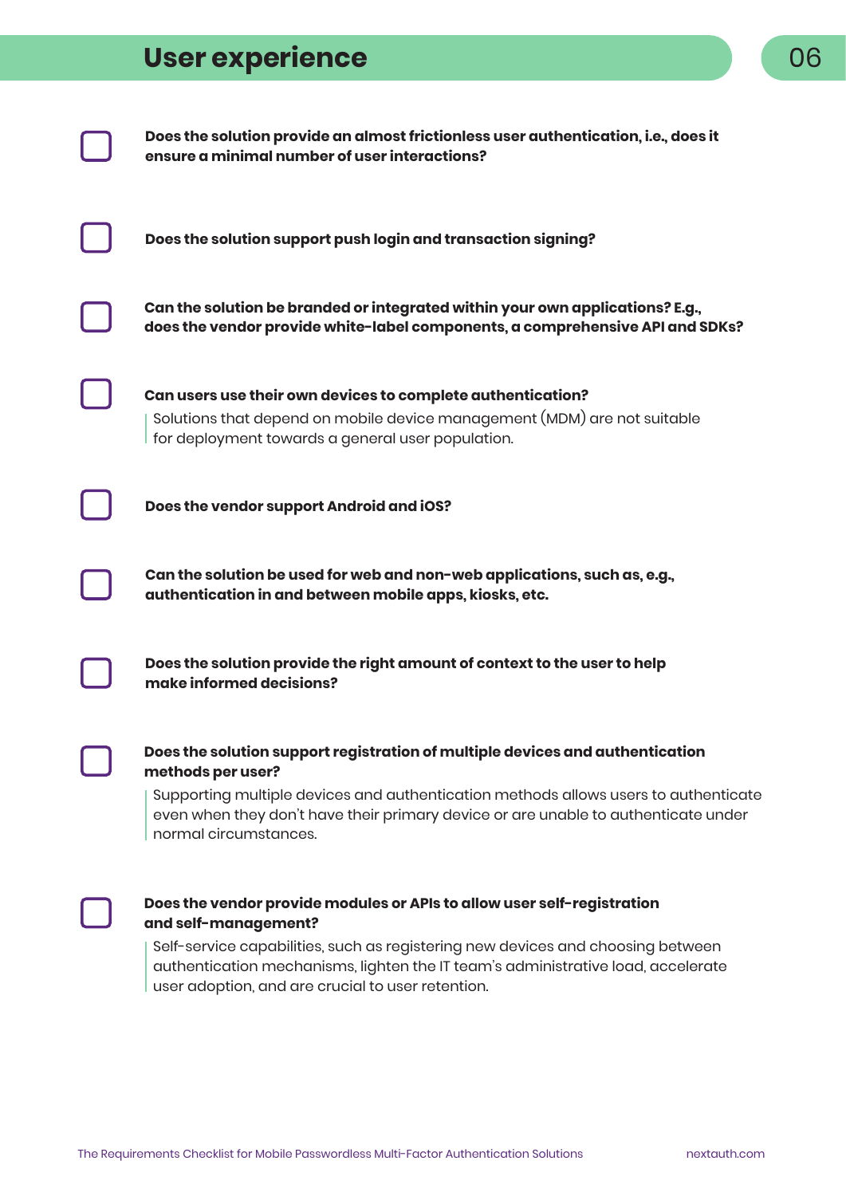# User experience

- [ ] **Does the solution provide an almost frictionless user authentication, i.e., does it ensure a minimal number of user interactions?**

- [ ] **Does the solution support push login and transaction signing?**

- [ ] **Can the solution be branded or integrated within your own applications? E.g., does the vendor provide white-label components, a comprehensive API and SDKs?**

- [ ] **Can users use their own devices to complete authentication?**

  Solutions that depend on mobile device management (MDM) are not suitable for deployment towards a general user population.

- [ ] **Does the vendor support Android and iOS?**

- [ ] **Can the solution be used for web and non-web applications, such as, e.g., authentication in and between mobile apps, kiosks, etc.**

- [ ] **Does the solution provide the right amount of context to the user to help make informed decisions?**

- [ ] **Does the solution support registration of multiple devices and authentication methods per user?**

  Supporting multiple devices and authentication methods allows users to authenticate even when they don't have their primary device or are unable to authenticate under normal circumstances.

- [ ] **Does the vendor provide modules or APIs to allow user self-registration and self-management?**

  Self-service capabilities, such as registering new devices and choosing between authentication mechanisms, lighten the IT team's administrative load, accelerate user adoption, and are crucial to user retention.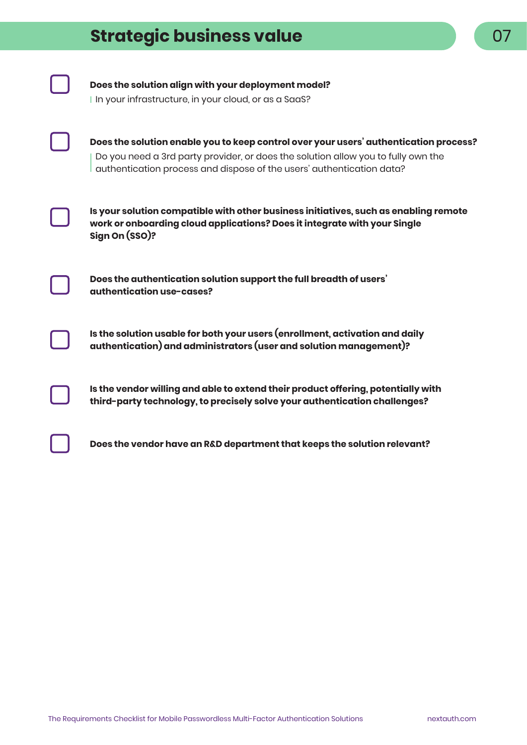## Strategic business value

- [ ] **Does the solution align with your deployment model?**
  In your infrastructure, in your cloud, or as a SaaS?

- [ ] **Does the solution enable you to keep control over your users' authentication process?**
  Do you need a 3rd party provider, or does the solution allow you to fully own the authentication process and dispose of the users' authentication data?

- [ ] **Is your solution compatible with other business initiatives, such as enabling remote work or onboarding cloud applications? Does it integrate with your Single Sign On (SSO)?**

- [ ] **Does the authentication solution support the full breadth of users' authentication use-cases?**

- [ ] **Is the solution usable for both your users (enrollment, activation and daily authentication) and administrators (user and solution management)?**

- [ ] **Is the vendor willing and able to extend their product offering, potentially with third-party technology, to precisely solve your authentication challenges?**

- [ ] **Does the vendor have an R&D department that keeps the solution relevant?**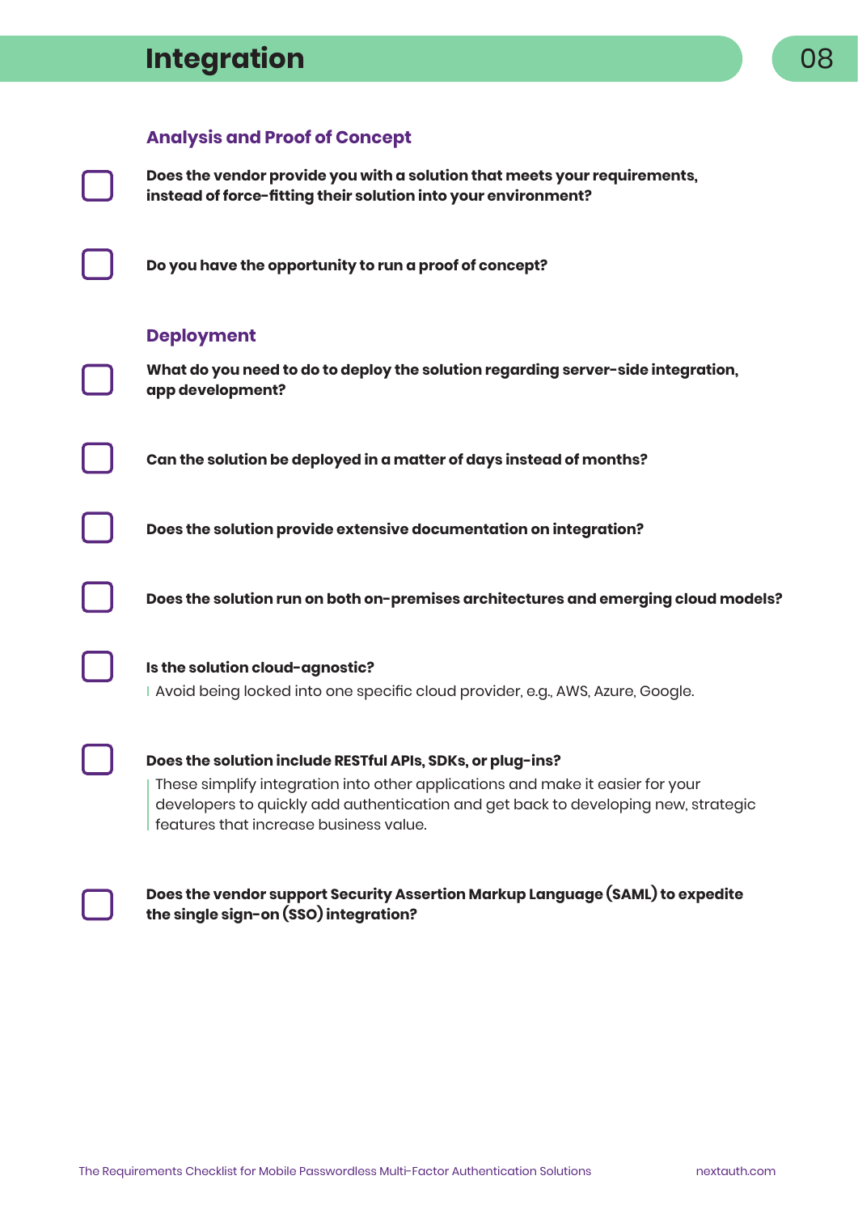# Integration

## Analysis and Proof of Concept

- [ ] **Does the vendor provide you with a solution that meets your requirements, instead of force-fitting their solution into your environment?**

- [ ] **Do you have the opportunity to run a proof of concept?**

## Deployment

- [ ] **What do you need to do to deploy the solution regarding server-side integration, app development?**

- [ ] **Can the solution be deployed in a matter of days instead of months?**

- [ ] **Does the solution provide extensive documentation on integration?**

- [ ] **Does the solution run on both on-premises architectures and emerging cloud models?**

- [ ] **Is the solution cloud-agnostic?**
  Avoid being locked into one specific cloud provider, e.g., AWS, Azure, Google.

- [ ] **Does the solution include RESTful APIs, SDKs, or plug-ins?**
  These simplify integration into other applications and make it easier for your developers to quickly add authentication and get back to developing new, strategic features that increase business value.

- [ ] **Does the vendor support Security Assertion Markup Language (SAML) to expedite the single sign-on (SSO) integration?**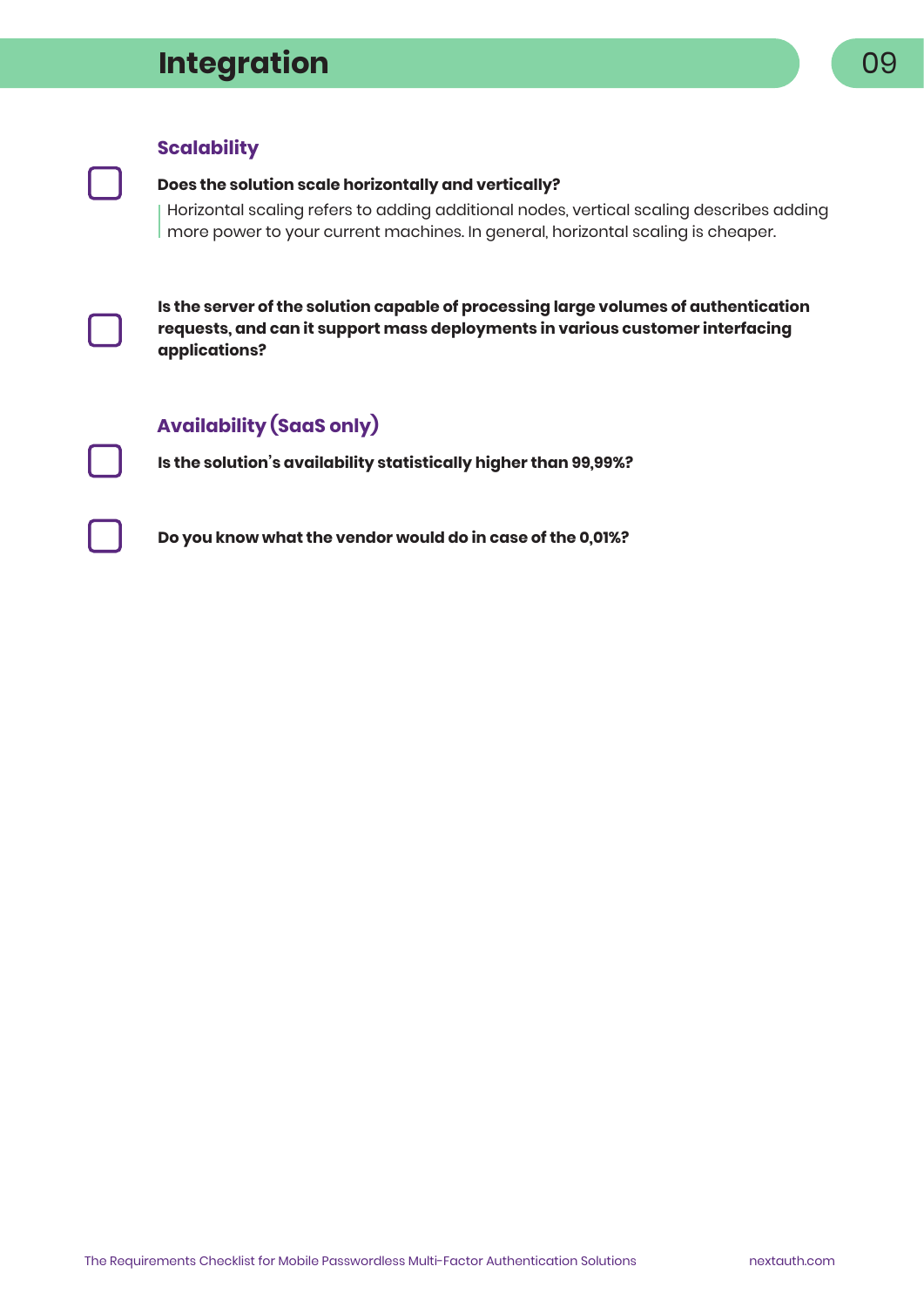# Integration

## Scalability

- [ ] **Does the solution scale horizontally and vertically?**

  Horizontal scaling refers to adding additional nodes, vertical scaling describes adding more power to your current machines. In general, horizontal scaling is cheaper.

- [ ] **Is the server of the solution capable of processing large volumes of authentication requests, and can it support mass deployments in various customer interfacing applications?**

## Availability (SaaS only)

- [ ] **Is the solution's availability statistically higher than 99,99%?**

- [ ] **Do you know what the vendor would do in case of the 0,01%?**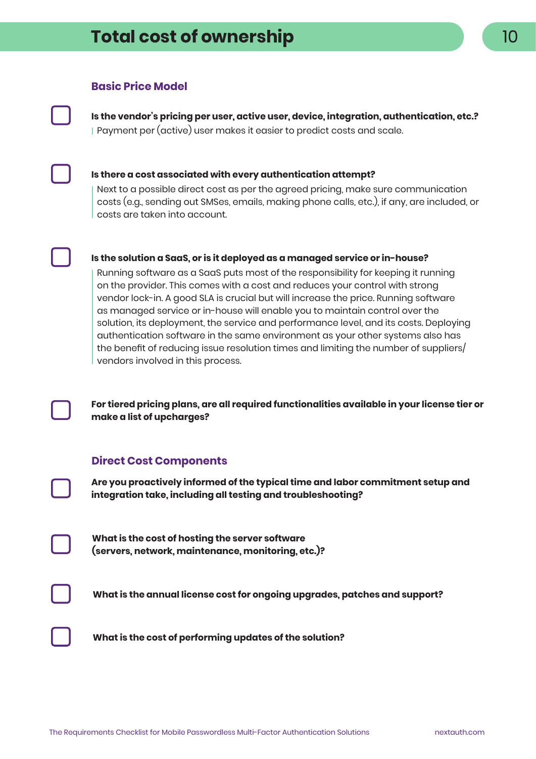# Total cost of ownership

## Basic Price Model

- [ ] **Is the vendor's pricing per user, active user, device, integration, authentication, etc.?**
  Payment per (active) user makes it easier to predict costs and scale.

- [ ] **Is there a cost associated with every authentication attempt?**
  Next to a possible direct cost as per the agreed pricing, make sure communication costs (e.g., sending out SMSes, emails, making phone calls, etc.), if any, are included, or costs are taken into account.

- [ ] **Is the solution a SaaS, or is it deployed as a managed service or in-house?**
  Running software as a SaaS puts most of the responsibility for keeping it running on the provider. This comes with a cost and reduces your control with strong vendor lock-in. A good SLA is crucial but will increase the price. Running software as managed service or in-house will enable you to maintain control over the solution, its deployment, the service and performance level, and its costs. Deploying authentication software in the same environment as your other systems also has the benefit of reducing issue resolution times and limiting the number of suppliers/vendors involved in this process.

- [ ] **For tiered pricing plans, are all required functionalities available in your license tier or make a list of upcharges?**

## Direct Cost Components

- [ ] **Are you proactively informed of the typical time and labor commitment setup and integration take, including all testing and troubleshooting?**

- [ ] **What is the cost of hosting the server software (servers, network, maintenance, monitoring, etc.)?**

- [ ] **What is the annual license cost for ongoing upgrades, patches and support?**

- [ ] **What is the cost of performing updates of the solution?**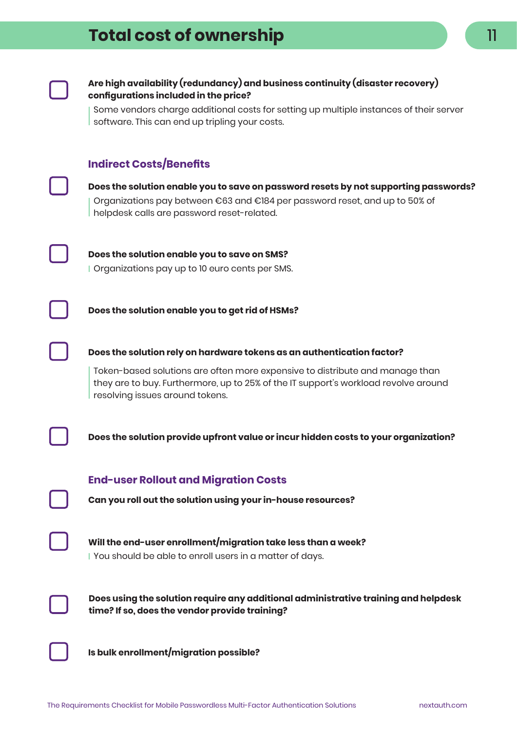# Total cost of ownership

- [ ] **Are high availability (redundancy) and business continuity (disaster recovery) configurations included in the price?**

  Some vendors charge additional costs for setting up multiple instances of their server software. This can end up tripling your costs.

### Indirect Costs/Benefits

- [ ] **Does the solution enable you to save on password resets by not supporting passwords?**

  Organizations pay between €63 and €184 per password reset, and up to 50% of helpdesk calls are password reset-related.

- [ ] **Does the solution enable you to save on SMS?**

  Organizations pay up to 10 euro cents per SMS.

- [ ] **Does the solution enable you to get rid of HSMs?**

- [ ] **Does the solution rely on hardware tokens as an authentication factor?**

  Token-based solutions are often more expensive to distribute and manage than they are to buy. Furthermore, up to 25% of the IT support's workload revolve around resolving issues around tokens.

- [ ] **Does the solution provide upfront value or incur hidden costs to your organization?**

### End-user Rollout and Migration Costs

- [ ] **Can you roll out the solution using your in-house resources?**

- [ ] **Will the end-user enrollment/migration take less than a week?**

  You should be able to enroll users in a matter of days.

- [ ] **Does using the solution require any additional administrative training and helpdesk time? If so, does the vendor provide training?**

- [ ] **Is bulk enrollment/migration possible?**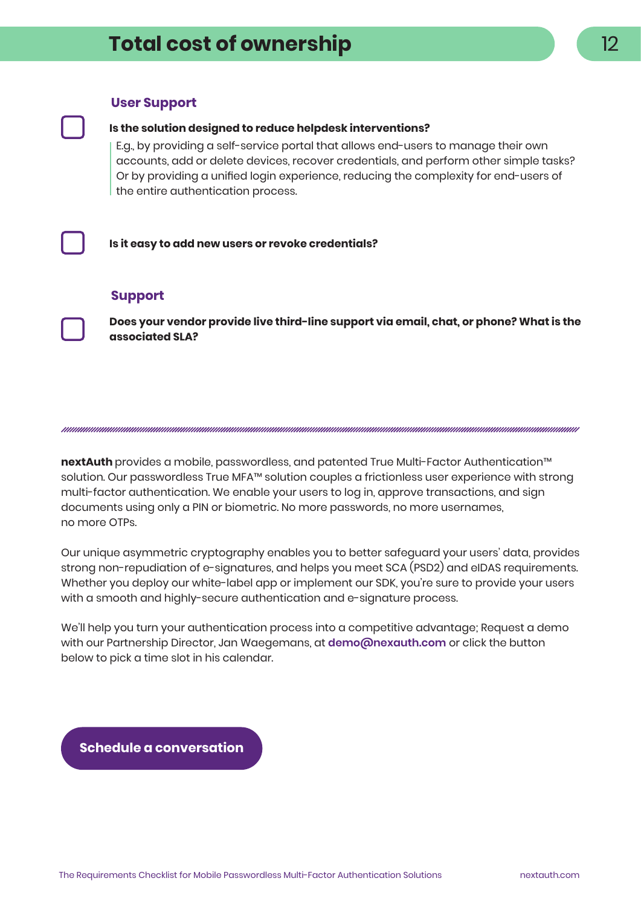# Total cost of ownership

## User Support

- [ ] **Is the solution designed to reduce helpdesk interventions?**

  E.g., by providing a self-service portal that allows end-users to manage their own accounts, add or delete devices, recover credentials, and perform other simple tasks? Or by providing a unified login experience, reducing the complexity for end-users of the entire authentication process.

- [ ] **Is it easy to add new users or revoke credentials?**

## Support

- [ ] **Does your vendor provide live third-line support via email, chat, or phone? What is the associated SLA?**

---

**nextAuth** provides a mobile, passwordless, and patented True Multi-Factor Authentication™ solution. Our passwordless True MFA™ solution couples a frictionless user experience with strong multi-factor authentication. We enable your users to log in, approve transactions, and sign documents using only a PIN or biometric. No more passwords, no more usernames, no more OTPs.

Our unique asymmetric cryptography enables you to better safeguard your users' data, provides strong non-repudiation of e-signatures, and helps you meet SCA (PSD2) and eIDAS requirements. Whether you deploy our white-label app or implement our SDK, you're sure to provide your users with a smooth and highly-secure authentication and e-signature process.

We'll help you turn your authentication process into a competitive advantage; Request a demo with our Partnership Director, Jan Waegemans, at **demo@nexauth.com** or click the button below to pick a time slot in his calendar.

**Schedule a conversation**